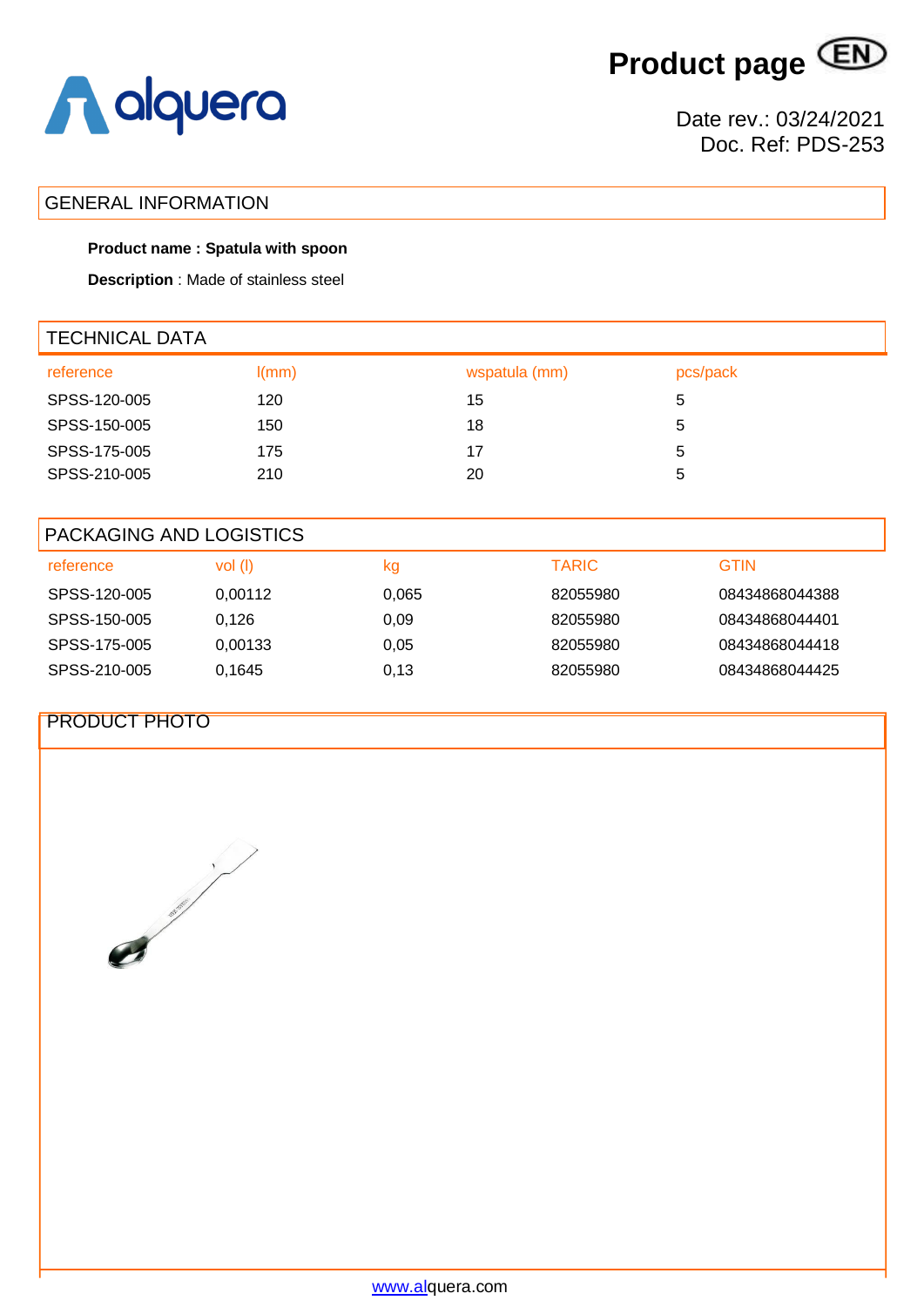# Product page

Date rev.: 03/24/2021
Doc. Ref: PDS-253

## GENERAL INFORMATION

**Product name : Spatula with spoon**

**Description** : Made of stainless steel

## TECHNICAL DATA

| reference | l(mm) | wspatula (mm) | pcs/pack |
|---|---|---|---|
| SPSS-120-005 | 120 | 15 | 5 |
| SPSS-150-005 | 150 | 18 | 5 |
| SPSS-175-005 | 175 | 17 | 5 |
| SPSS-210-005 | 210 | 20 | 5 |

## PACKAGING AND LOGISTICS

| reference | vol (l) | kg | TARIC | GTIN |
|---|---|---|---|---|
| SPSS-120-005 | 0,00112 | 0,065 | 82055980 | 08434868044388 |
| SPSS-150-005 | 0,126 | 0,09 | 82055980 | 08434868044401 |
| SPSS-175-005 | 0,00133 | 0,05 | 82055980 | 08434868044418 |
| SPSS-210-005 | 0,1645 | 0,13 | 82055980 | 08434868044425 |

## PRODUCT PHOTO

www.alquera.com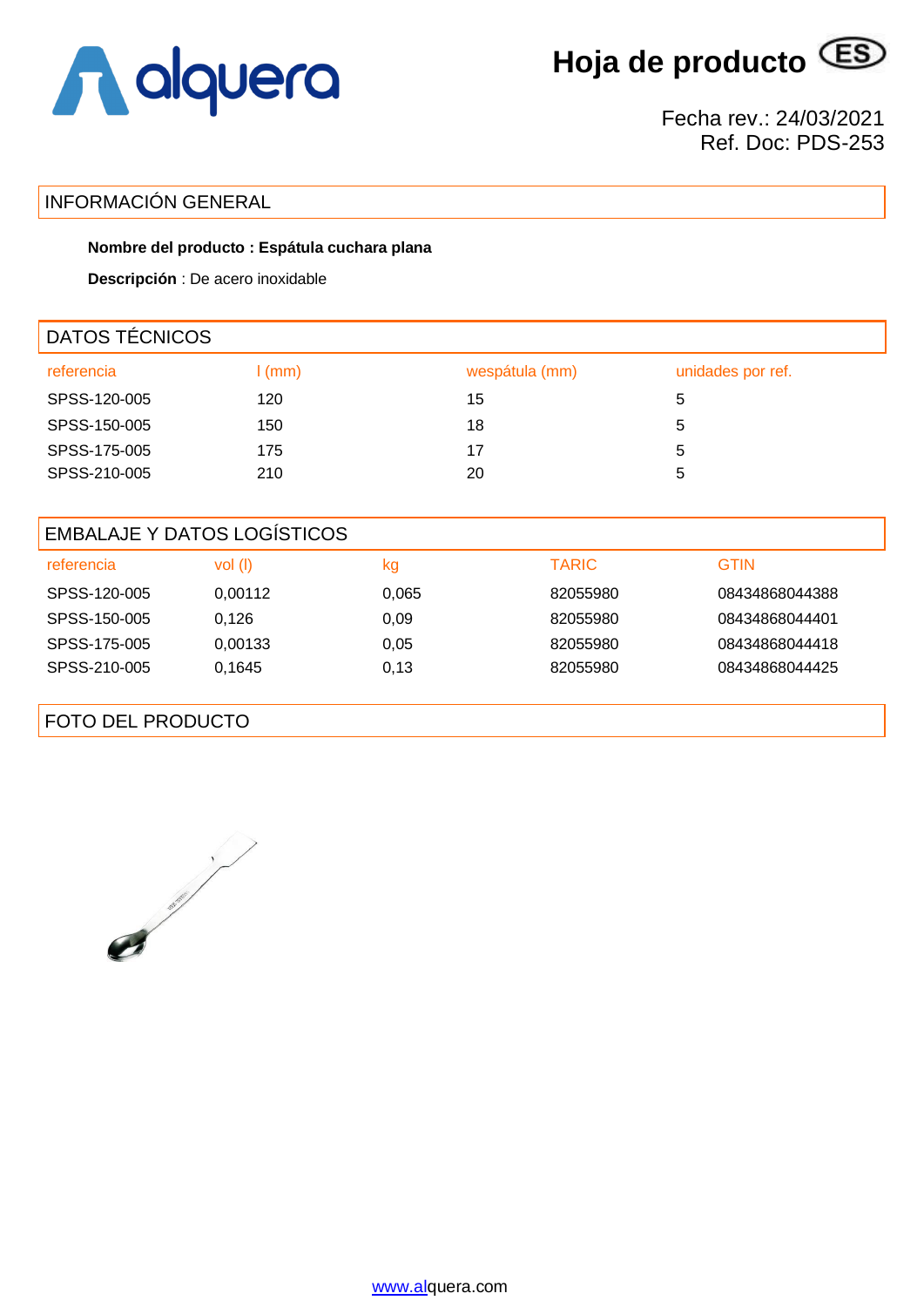# Hoja de producto (ES)

Fecha rev.: 24/03/2021
Ref. Doc: PDS-253

## INFORMACIÓN GENERAL

**Nombre del producto : Espátula cuchara plana**

**Descripción** : De acero inoxidable

## DATOS TÉCNICOS

| referencia | l (mm) | wespátula (mm) | unidades por ref. |
|---|---|---|---|
| SPSS-120-005 | 120 | 15 | 5 |
| SPSS-150-005 | 150 | 18 | 5 |
| SPSS-175-005 | 175 | 17 | 5 |
| SPSS-210-005 | 210 | 20 | 5 |

## EMBALAJE Y DATOS LOGÍSTICOS

| referencia | vol (l) | kg | TARIC | GTIN |
|---|---|---|---|---|
| SPSS-120-005 | 0,00112 | 0,065 | 82055980 | 08434868044388 |
| SPSS-150-005 | 0,126 | 0,09 | 82055980 | 08434868044401 |
| SPSS-175-005 | 0,00133 | 0,05 | 82055980 | 08434868044418 |
| SPSS-210-005 | 0,1645 | 0,13 | 82055980 | 08434868044425 |

## FOTO DEL PRODUCTO

www.alquera.com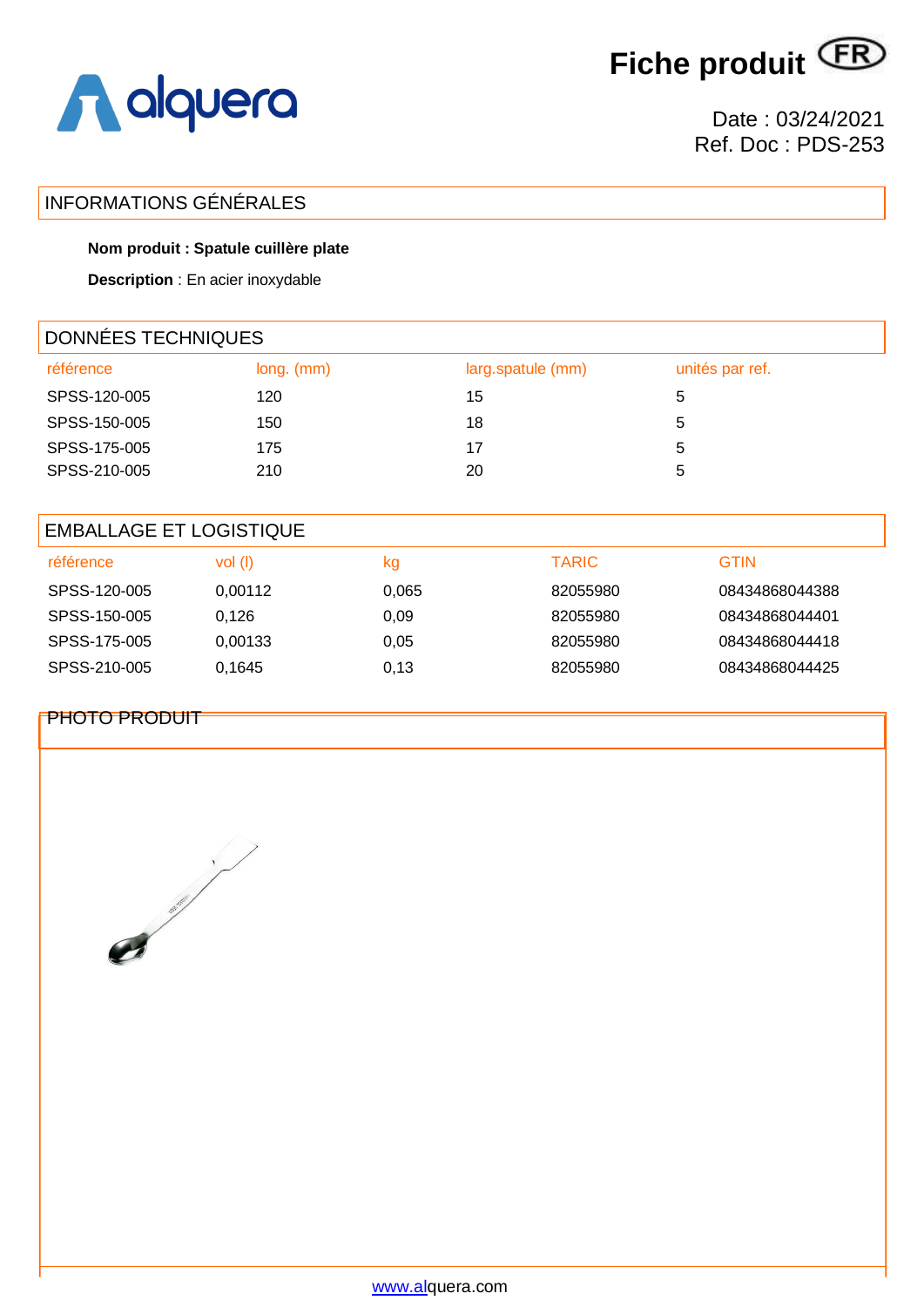# Fiche produit (FR)

Date : 03/24/2021
Ref. Doc : PDS-253

## INFORMATIONS GÉNÉRALES

**Nom produit : Spatule cuillère plate**

**Description** : En acier inoxydable

## DONNÉES TECHNIQUES

| référence | long. (mm) | larg.spatule (mm) | unités par ref. |
|---|---|---|---|
| SPSS-120-005 | 120 | 15 | 5 |
| SPSS-150-005 | 150 | 18 | 5 |
| SPSS-175-005 | 175 | 17 | 5 |
| SPSS-210-005 | 210 | 20 | 5 |

## EMBALLAGE ET LOGISTIQUE

| référence | vol (l) | kg | TARIC | GTIN |
|---|---|---|---|---|
| SPSS-120-005 | 0,00112 | 0,065 | 82055980 | 08434868044388 |
| SPSS-150-005 | 0,126 | 0,09 | 82055980 | 08434868044401 |
| SPSS-175-005 | 0,00133 | 0,05 | 82055980 | 08434868044418 |
| SPSS-210-005 | 0,1645 | 0,13 | 82055980 | 08434868044425 |

## PHOTO PRODUIT

www.alquera.com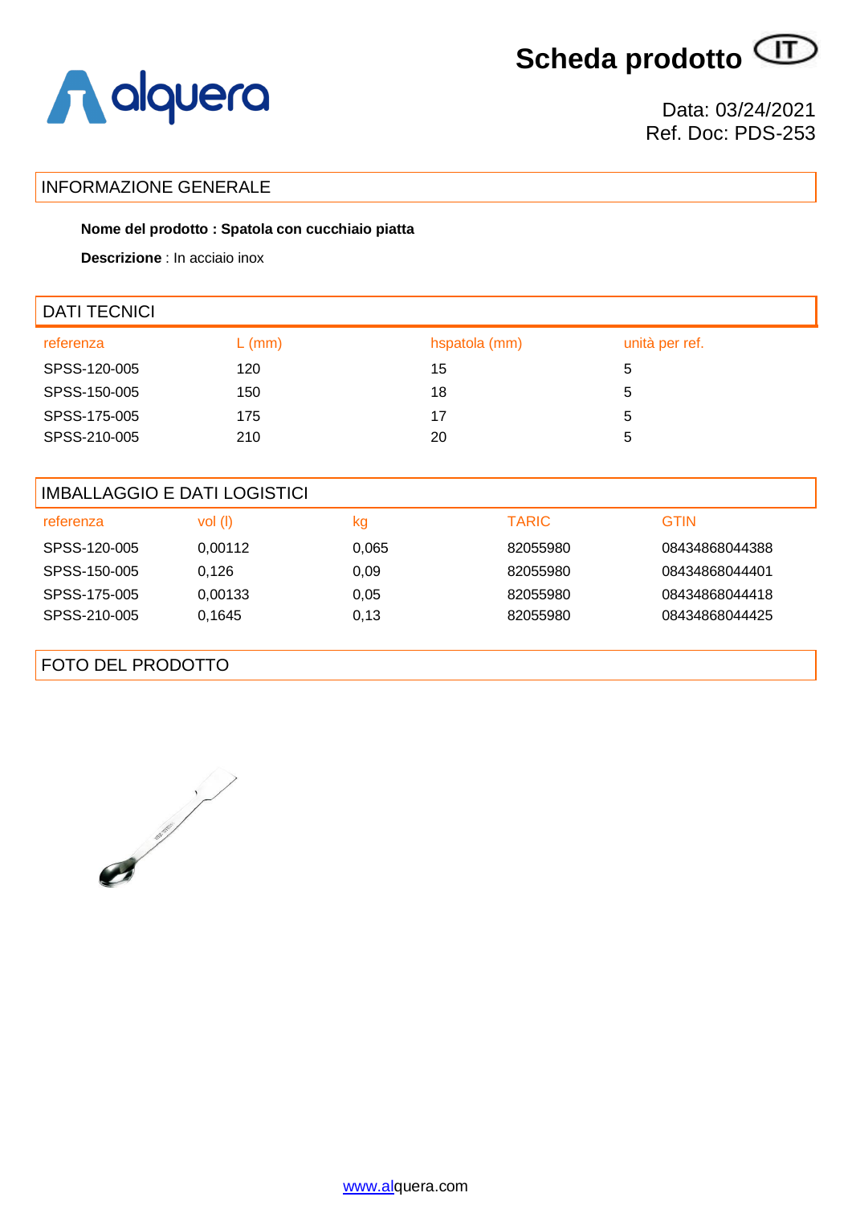# Scheda prodotto (IT)

Data: 03/24/2021
Ref. Doc: PDS-253

## INFORMAZIONE GENERALE

**Nome del prodotto : Spatola con cucchiaio piatta**

**Descrizione** : In acciaio inox

## DATI TECNICI

| referenza | L (mm) | hspatola (mm) | unità per ref. |
|---|---|---|---|
| SPSS-120-005 | 120 | 15 | 5 |
| SPSS-150-005 | 150 | 18 | 5 |
| SPSS-175-005 | 175 | 17 | 5 |
| SPSS-210-005 | 210 | 20 | 5 |

## IMBALLAGGIO E DATI LOGISTICI

| referenza | vol (l) | kg | TARIC | GTIN |
|---|---|---|---|---|
| SPSS-120-005 | 0,00112 | 0,065 | 82055980 | 08434868044388 |
| SPSS-150-005 | 0,126 | 0,09 | 82055980 | 08434868044401 |
| SPSS-175-005 | 0,00133 | 0,05 | 82055980 | 08434868044418 |
| SPSS-210-005 | 0,1645 | 0,13 | 82055980 | 08434868044425 |

## FOTO DEL PRODOTTO

www.alquera.com